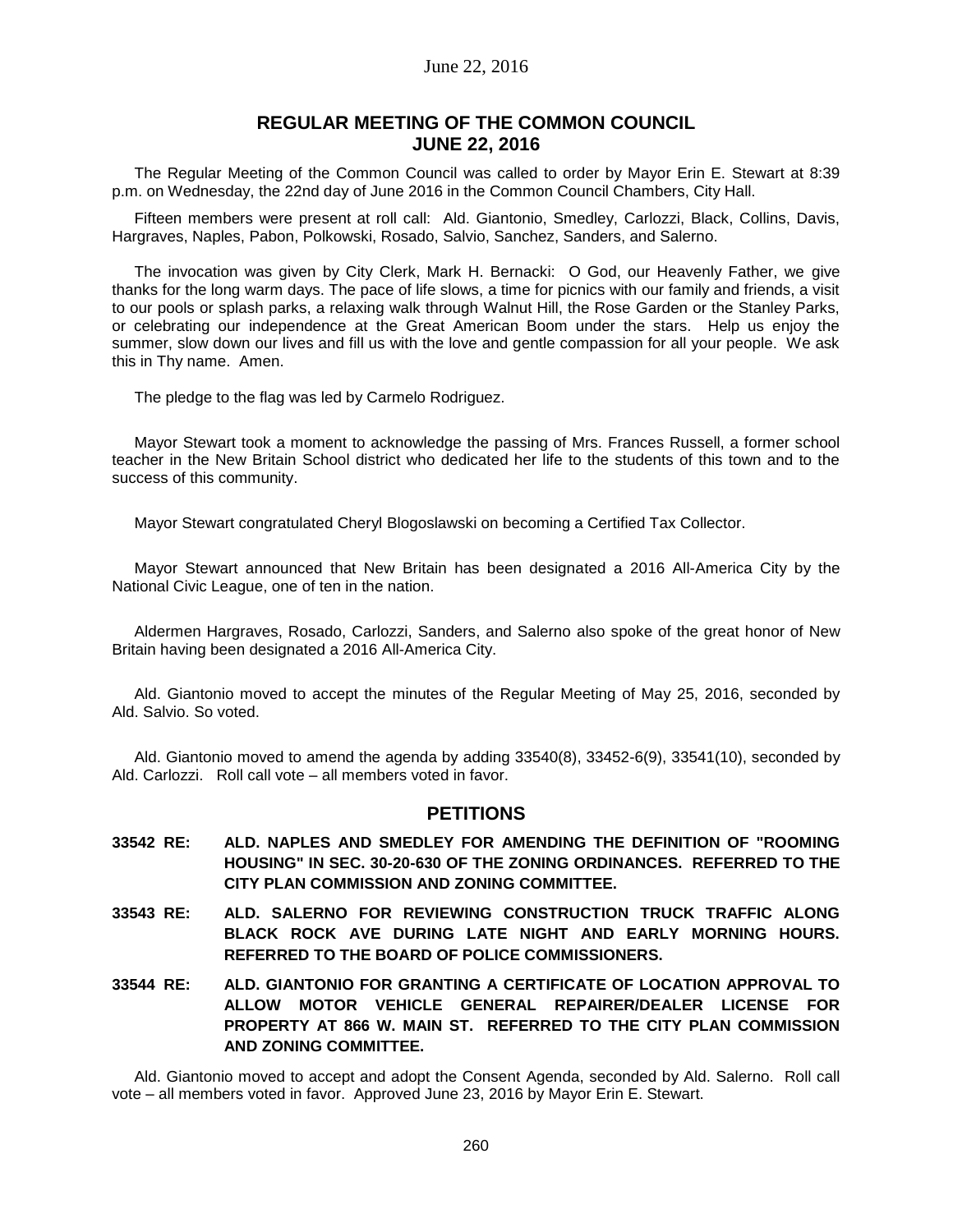## REGULAR MEETING OF THE COMMON COUNCIL JUNE 22, 2016

The Regular Meeting of the Common Council was called to order by Mayor Erin E. Stewart at 8:39 p.m. on Wednesday, the 22nd day of June 2016 in the Common Council Chambers, City Hall.

Fifteen members were present at roll call: Ald. Giantonio, Smedley, Carlozzi, Black, Collins, Davis, Hargraves, Naples, Pabon, Polkowski, Rosado, Salvio, Sanchez, Sanders, and Salerno.

The invocation was given by City Clerk, Mark H. Bernacki: O God, our Heavenly Father, we give thanks for the long warm days. The pace of life slows, a time for picnics with our family and friends, a visit to our pools or splash parks, a relaxing walk through Walnut Hill, the Rose Garden or the Stanley Parks, or celebrating our independence at the Great American Boom under the stars. Help us enjoy the summer, slow down our lives and fill us with the love and gentle compassion for all your people. We ask this in Thy name. Amen.

The pledge to the flag was led by Carmelo Rodriguez.

Mayor Stewart took a moment to acknowledge the passing of Mrs. Frances Russell, a former school teacher in the New Britain School district who dedicated her life to the students of this town and to the success of this community.

Mayor Stewart congratulated Cheryl Blogoslawski on becoming a Certified Tax Collector.

Mayor Stewart announced that New Britain has been designated a 2016 All-America City by the National Civic League, one of ten in the nation.

Aldermen Hargraves, Rosado, Carlozzi, Sanders, and Salerno also spoke of the great honor of New Britain having been designated a 2016 All-America City.

Ald. Giantonio moved to accept the minutes of the Regular Meeting of May 25, 2016, seconded by Ald. Salvio. So voted.

Ald. Giantonio moved to amend the agenda by adding 33540(8), 33452-6(9), 33541(10), seconded by Ald. Carlozzi. Roll call vote – all members voted in favor.

## PETITIONS

**33542 RE: ALD. NAPLES AND SMEDLEY FOR AMENDING THE DEFINITION OF "ROOMING HOUSING" IN SEC. 30-20-630 OF THE ZONING ORDINANCES. REFERRED TO THE CITY PLAN COMMISSION AND ZONING COMMITTEE.**

**33543 RE: ALD. SALERNO FOR REVIEWING CONSTRUCTION TRUCK TRAFFIC ALONG BLACK ROCK AVE DURING LATE NIGHT AND EARLY MORNING HOURS. REFERRED TO THE BOARD OF POLICE COMMISSIONERS.**

**33544 RE: ALD. GIANTONIO FOR GRANTING A CERTIFICATE OF LOCATION APPROVAL TO ALLOW MOTOR VEHICLE GENERAL REPAIRER/DEALER LICENSE FOR PROPERTY AT 866 W. MAIN ST. REFERRED TO THE CITY PLAN COMMISSION AND ZONING COMMITTEE.**

Ald. Giantonio moved to accept and adopt the Consent Agenda, seconded by Ald. Salerno. Roll call vote – all members voted in favor. Approved June 23, 2016 by Mayor Erin E. Stewart.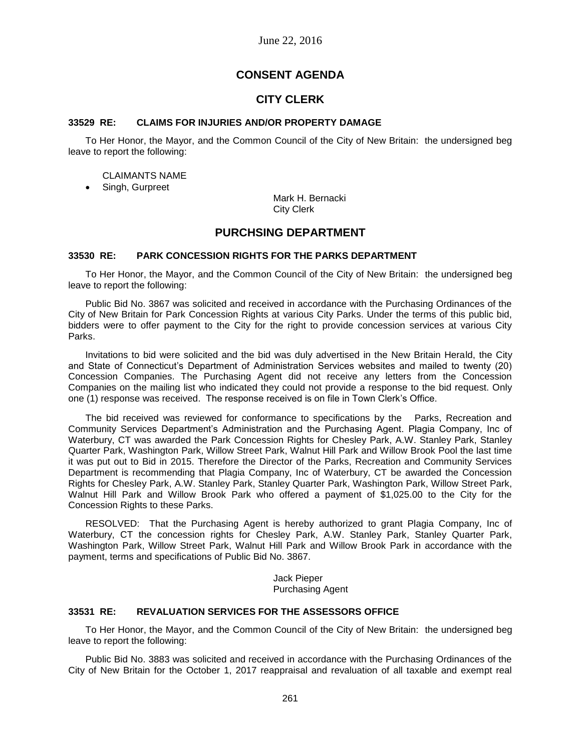June 22, 2016

# CONSENT AGENDA

## CITY CLERK

### 33529 RE: CLAIMS FOR INJURIES AND/OR PROPERTY DAMAGE

To Her Honor, the Mayor, and the Common Council of the City of New Britain: the undersigned beg leave to report the following:

CLAIMANTS NAME

- Singh, Gurpreet

Mark H. Bernacki
City Clerk

## PURCHSING DEPARTMENT

### 33530 RE: PARK CONCESSION RIGHTS FOR THE PARKS DEPARTMENT

To Her Honor, the Mayor, and the Common Council of the City of New Britain: the undersigned beg leave to report the following:

Public Bid No. 3867 was solicited and received in accordance with the Purchasing Ordinances of the City of New Britain for Park Concession Rights at various City Parks. Under the terms of this public bid, bidders were to offer payment to the City for the right to provide concession services at various City Parks.

Invitations to bid were solicited and the bid was duly advertised in the New Britain Herald, the City and State of Connecticut's Department of Administration Services websites and mailed to twenty (20) Concession Companies. The Purchasing Agent did not receive any letters from the Concession Companies on the mailing list who indicated they could not provide a response to the bid request. Only one (1) response was received. The response received is on file in Town Clerk's Office.

The bid received was reviewed for conformance to specifications by the Parks, Recreation and Community Services Department's Administration and the Purchasing Agent. Plagia Company, Inc of Waterbury, CT was awarded the Park Concession Rights for Chesley Park, A.W. Stanley Park, Stanley Quarter Park, Washington Park, Willow Street Park, Walnut Hill Park and Willow Brook Pool the last time it was put out to Bid in 2015. Therefore the Director of the Parks, Recreation and Community Services Department is recommending that Plagia Company, Inc of Waterbury, CT be awarded the Concession Rights for Chesley Park, A.W. Stanley Park, Stanley Quarter Park, Washington Park, Willow Street Park, Walnut Hill Park and Willow Brook Park who offered a payment of $1,025.00 to the City for the Concession Rights to these Parks.

RESOLVED: That the Purchasing Agent is hereby authorized to grant Plagia Company, Inc of Waterbury, CT the concession rights for Chesley Park, A.W. Stanley Park, Stanley Quarter Park, Washington Park, Willow Street Park, Walnut Hill Park and Willow Brook Park in accordance with the payment, terms and specifications of Public Bid No. 3867.

Jack Pieper
Purchasing Agent

### 33531 RE: REVALUATION SERVICES FOR THE ASSESSORS OFFICE

To Her Honor, the Mayor, and the Common Council of the City of New Britain: the undersigned beg leave to report the following:

Public Bid No. 3883 was solicited and received in accordance with the Purchasing Ordinances of the City of New Britain for the October 1, 2017 reappraisal and revaluation of all taxable and exempt real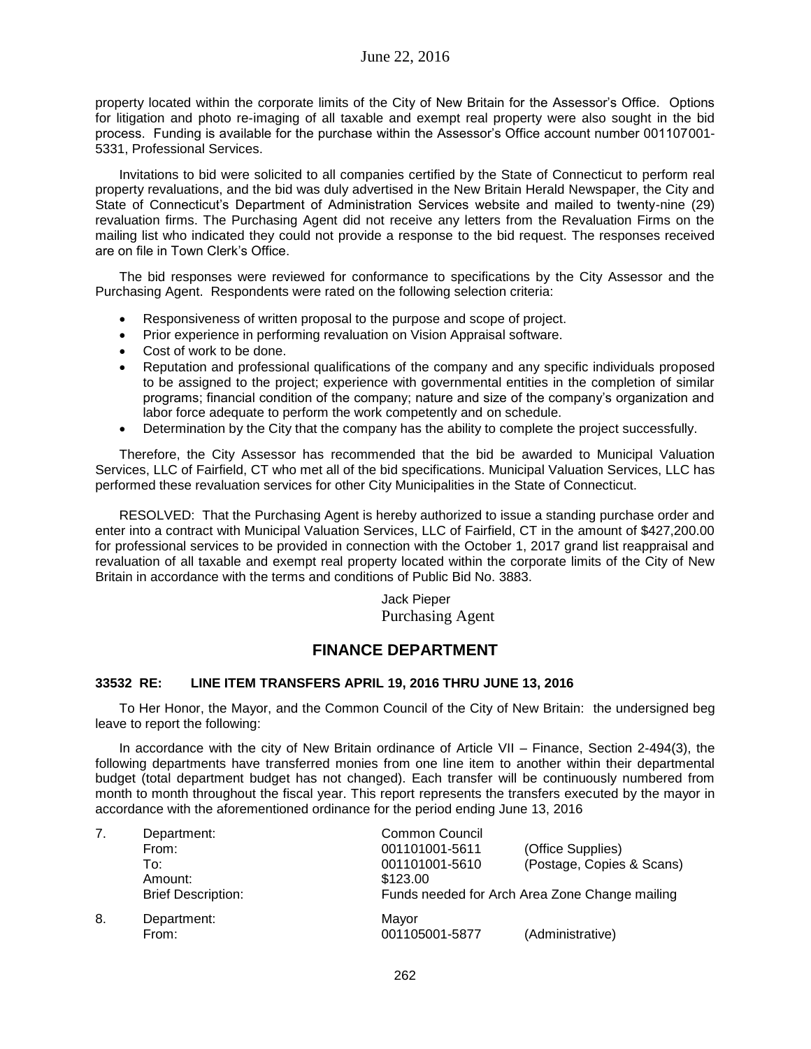property located within the corporate limits of the City of New Britain for the Assessor's Office. Options for litigation and photo re-imaging of all taxable and exempt real property were also sought in the bid process. Funding is available for the purchase within the Assessor's Office account number 001107001-5331, Professional Services.

Invitations to bid were solicited to all companies certified by the State of Connecticut to perform real property revaluations, and the bid was duly advertised in the New Britain Herald Newspaper, the City and State of Connecticut's Department of Administration Services website and mailed to twenty-nine (29) revaluation firms. The Purchasing Agent did not receive any letters from the Revaluation Firms on the mailing list who indicated they could not provide a response to the bid request. The responses received are on file in Town Clerk's Office.

The bid responses were reviewed for conformance to specifications by the City Assessor and the Purchasing Agent. Respondents were rated on the following selection criteria:

- Responsiveness of written proposal to the purpose and scope of project.
- Prior experience in performing revaluation on Vision Appraisal software.
- Cost of work to be done.
- Reputation and professional qualifications of the company and any specific individuals proposed to be assigned to the project; experience with governmental entities in the completion of similar programs; financial condition of the company; nature and size of the company's organization and labor force adequate to perform the work competently and on schedule.
- Determination by the City that the company has the ability to complete the project successfully.

Therefore, the City Assessor has recommended that the bid be awarded to Municipal Valuation Services, LLC of Fairfield, CT who met all of the bid specifications. Municipal Valuation Services, LLC has performed these revaluation services for other City Municipalities in the State of Connecticut.

RESOLVED: That the Purchasing Agent is hereby authorized to issue a standing purchase order and enter into a contract with Municipal Valuation Services, LLC of Fairfield, CT in the amount of $427,200.00 for professional services to be provided in connection with the October 1, 2017 grand list reappraisal and revaluation of all taxable and exempt real property located within the corporate limits of the City of New Britain in accordance with the terms and conditions of Public Bid No. 3883.

Jack Pieper
Purchasing Agent

## FINANCE DEPARTMENT

### 33532 RE: LINE ITEM TRANSFERS APRIL 19, 2016 THRU JUNE 13, 2016

To Her Honor, the Mayor, and the Common Council of the City of New Britain: the undersigned beg leave to report the following:

In accordance with the city of New Britain ordinance of Article VII – Finance, Section 2-494(3), the following departments have transferred monies from one line item to another within their departmental budget (total department budget has not changed). Each transfer will be continuously numbered from month to month throughout the fiscal year. This report represents the transfers executed by the mayor in accordance with the aforementioned ordinance for the period ending June 13, 2016

| | | | |
|---|---|---|---|
| 7. | Department: | Common Council | |
| | From: | 001101001-5611 | (Office Supplies) |
| | To: | 001101001-5610 | (Postage, Copies & Scans) |
| | Amount: | $123.00 | |
| | Brief Description: | Funds needed for Arch Area Zone Change mailing | |
| 8. | Department: | Mayor | |
| | From: | 001105001-5877 | (Administrative) |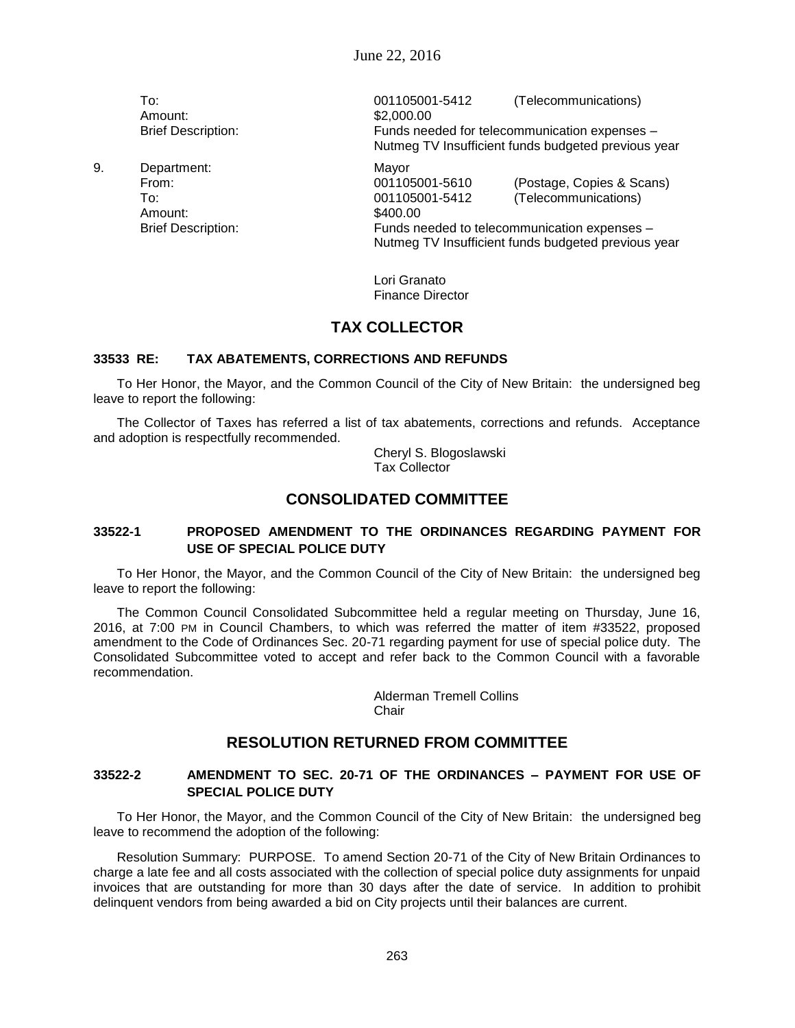To: 001105001-5412 (Telecommunications)
Amount: $2,000.00
Brief Description: Funds needed for telecommunication expenses – Nutmeg TV Insufficient funds budgeted previous year

9. Department: Mayor
From: 001105001-5610 (Postage, Copies & Scans)
To: 001105001-5412 (Telecommunications)
Amount: $400.00
Brief Description: Funds needed to telecommunication expenses – Nutmeg TV Insufficient funds budgeted previous year

Lori Granato
Finance Director

## TAX COLLECTOR

### 33533 RE: TAX ABATEMENTS, CORRECTIONS AND REFUNDS

To Her Honor, the Mayor, and the Common Council of the City of New Britain: the undersigned beg leave to report the following:

The Collector of Taxes has referred a list of tax abatements, corrections and refunds. Acceptance and adoption is respectfully recommended.

Cheryl S. Blogoslawski
Tax Collector

## CONSOLIDATED COMMITTEE

### 33522-1 PROPOSED AMENDMENT TO THE ORDINANCES REGARDING PAYMENT FOR USE OF SPECIAL POLICE DUTY

To Her Honor, the Mayor, and the Common Council of the City of New Britain: the undersigned beg leave to report the following:

The Common Council Consolidated Subcommittee held a regular meeting on Thursday, June 16, 2016, at 7:00 PM in Council Chambers, to which was referred the matter of item #33522, proposed amendment to the Code of Ordinances Sec. 20-71 regarding payment for use of special police duty. The Consolidated Subcommittee voted to accept and refer back to the Common Council with a favorable recommendation.

Alderman Tremell Collins
Chair

## RESOLUTION RETURNED FROM COMMITTEE

### 33522-2 AMENDMENT TO SEC. 20-71 OF THE ORDINANCES – PAYMENT FOR USE OF SPECIAL POLICE DUTY

To Her Honor, the Mayor, and the Common Council of the City of New Britain: the undersigned beg leave to recommend the adoption of the following:

Resolution Summary: PURPOSE. To amend Section 20-71 of the City of New Britain Ordinances to charge a late fee and all costs associated with the collection of special police duty assignments for unpaid invoices that are outstanding for more than 30 days after the date of service. In addition to prohibit delinquent vendors from being awarded a bid on City projects until their balances are current.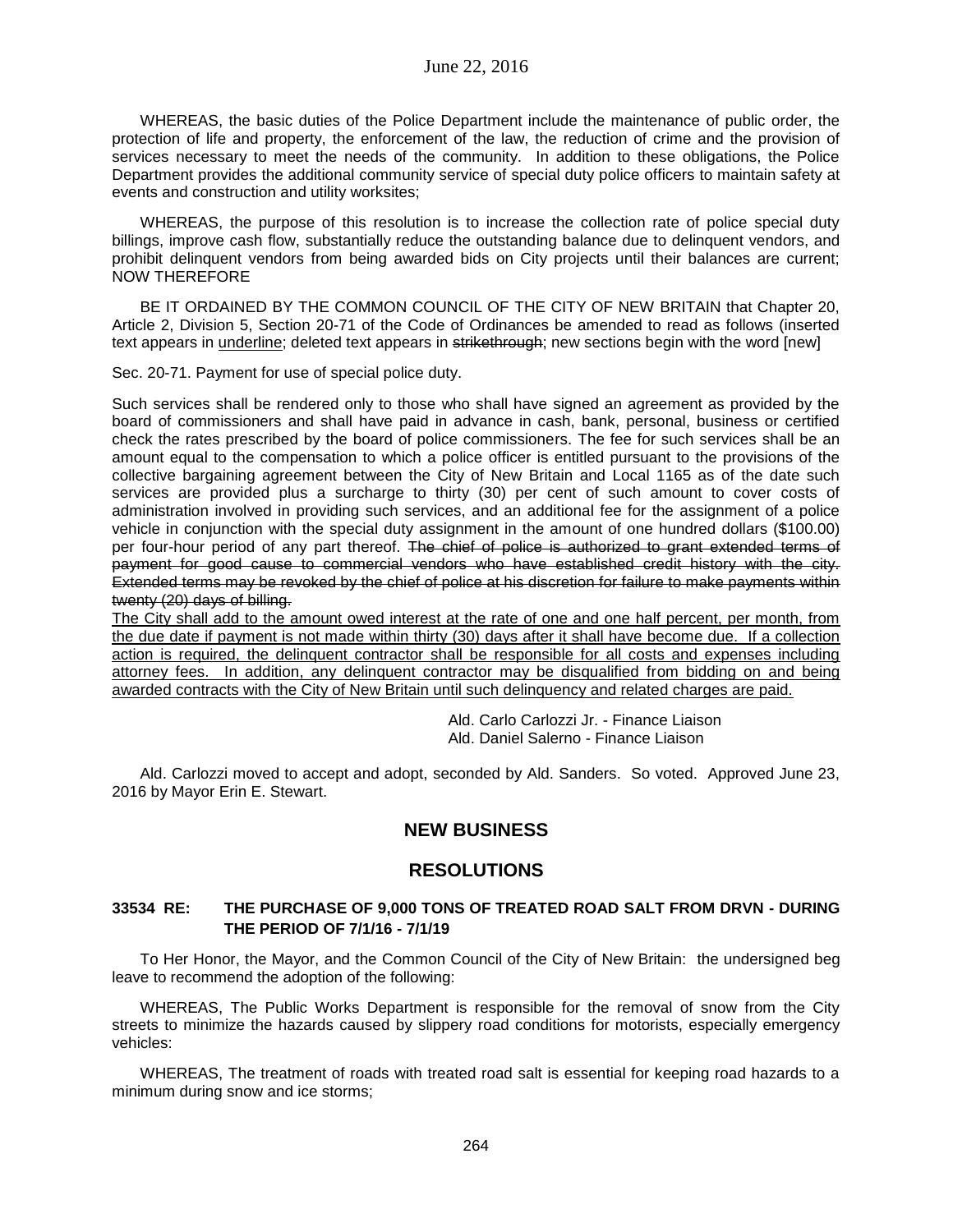WHEREAS, the basic duties of the Police Department include the maintenance of public order, the protection of life and property, the enforcement of the law, the reduction of crime and the provision of services necessary to meet the needs of the community. In addition to these obligations, the Police Department provides the additional community service of special duty police officers to maintain safety at events and construction and utility worksites;

WHEREAS, the purpose of this resolution is to increase the collection rate of police special duty billings, improve cash flow, substantially reduce the outstanding balance due to delinquent vendors, and prohibit delinquent vendors from being awarded bids on City projects until their balances are current; NOW THEREFORE

BE IT ORDAINED BY THE COMMON COUNCIL OF THE CITY OF NEW BRITAIN that Chapter 20, Article 2, Division 5, Section 20-71 of the Code of Ordinances be amended to read as follows (inserted text appears in <u>underline</u>; deleted text appears in ~~strikethrough~~; new sections begin with the word [new]

Sec. 20-71. Payment for use of special police duty.

Such services shall be rendered only to those who shall have signed an agreement as provided by the board of commissioners and shall have paid in advance in cash, bank, personal, business or certified check the rates prescribed by the board of police commissioners. The fee for such services shall be an amount equal to the compensation to which a police officer is entitled pursuant to the provisions of the collective bargaining agreement between the City of New Britain and Local 1165 as of the date such services are provided plus a surcharge to thirty (30) per cent of such amount to cover costs of administration involved in providing such services, and an additional fee for the assignment of a police vehicle in conjunction with the special duty assignment in the amount of one hundred dollars ($100.00) per four-hour period of any part thereof. ~~The chief of police is authorized to grant extended terms of payment for good cause to commercial vendors who have established credit history with the city. Extended terms may be revoked by the chief of police at his discretion for failure to make payments within twenty (20) days of billing.~~

<u>The City shall add to the amount owed interest at the rate of one and one half percent, per month, from the due date if payment is not made within thirty (30) days after it shall have become due. If a collection action is required, the delinquent contractor shall be responsible for all costs and expenses including attorney fees. In addition, any delinquent contractor may be disqualified from bidding on and being awarded contracts with the City of New Britain until such delinquency and related charges are paid.</u>

Ald. Carlo Carlozzi Jr. - Finance Liaison
Ald. Daniel Salerno - Finance Liaison

Ald. Carlozzi moved to accept and adopt, seconded by Ald. Sanders. So voted. Approved June 23, 2016 by Mayor Erin E. Stewart.

## NEW BUSINESS

## RESOLUTIONS

### 33534 RE: THE PURCHASE OF 9,000 TONS OF TREATED ROAD SALT FROM DRVN - DURING THE PERIOD OF 7/1/16 - 7/1/19

To Her Honor, the Mayor, and the Common Council of the City of New Britain: the undersigned beg leave to recommend the adoption of the following:

WHEREAS, The Public Works Department is responsible for the removal of snow from the City streets to minimize the hazards caused by slippery road conditions for motorists, especially emergency vehicles:

WHEREAS, The treatment of roads with treated road salt is essential for keeping road hazards to a minimum during snow and ice storms;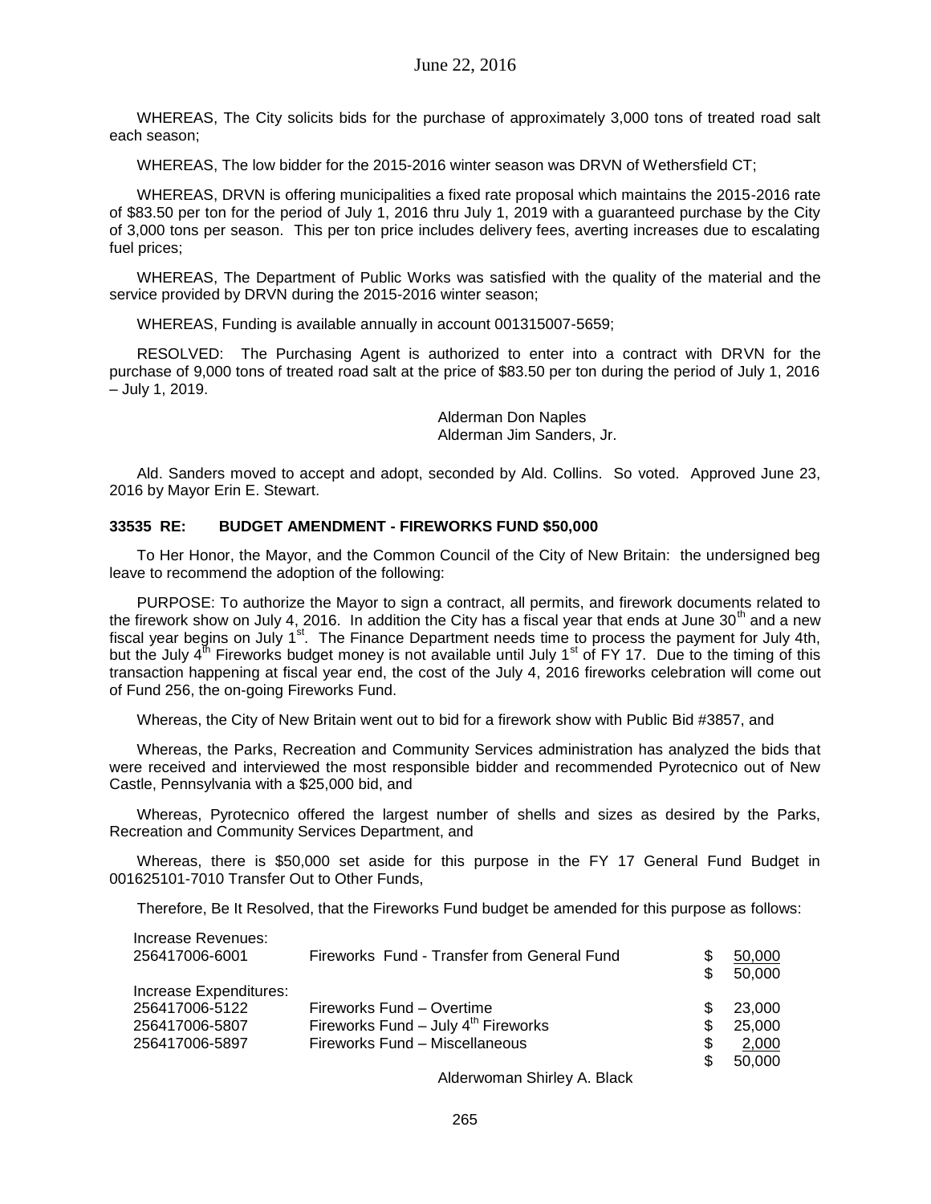WHEREAS, The City solicits bids for the purchase of approximately 3,000 tons of treated road salt each season;

WHEREAS, The low bidder for the 2015-2016 winter season was DRVN of Wethersfield CT;

WHEREAS, DRVN is offering municipalities a fixed rate proposal which maintains the 2015-2016 rate of $83.50 per ton for the period of July 1, 2016 thru July 1, 2019 with a guaranteed purchase by the City of 3,000 tons per season. This per ton price includes delivery fees, averting increases due to escalating fuel prices;

WHEREAS, The Department of Public Works was satisfied with the quality of the material and the service provided by DRVN during the 2015-2016 winter season;

WHEREAS, Funding is available annually in account 001315007-5659;

RESOLVED: The Purchasing Agent is authorized to enter into a contract with DRVN for the purchase of 9,000 tons of treated road salt at the price of $83.50 per ton during the period of July 1, 2016 – July 1, 2019.

Alderman Don Naples
Alderman Jim Sanders, Jr.

Ald. Sanders moved to accept and adopt, seconded by Ald. Collins. So voted. Approved June 23, 2016 by Mayor Erin E. Stewart.

**33535 RE: BUDGET AMENDMENT - FIREWORKS FUND $50,000**

To Her Honor, the Mayor, and the Common Council of the City of New Britain: the undersigned beg leave to recommend the adoption of the following:

PURPOSE: To authorize the Mayor to sign a contract, all permits, and firework documents related to the firework show on July 4, 2016. In addition the City has a fiscal year that ends at June 30th and a new fiscal year begins on July 1st. The Finance Department needs time to process the payment for July 4th, but the July 4th Fireworks budget money is not available until July 1st of FY 17. Due to the timing of this transaction happening at fiscal year end, the cost of the July 4, 2016 fireworks celebration will come out of Fund 256, the on-going Fireworks Fund.

Whereas, the City of New Britain went out to bid for a firework show with Public Bid #3857, and

Whereas, the Parks, Recreation and Community Services administration has analyzed the bids that were received and interviewed the most responsible bidder and recommended Pyrotecnico out of New Castle, Pennsylvania with a $25,000 bid, and

Whereas, Pyrotecnico offered the largest number of shells and sizes as desired by the Parks, Recreation and Community Services Department, and

Whereas, there is $50,000 set aside for this purpose in the FY 17 General Fund Budget in 001625101-7010 Transfer Out to Other Funds,

Therefore, Be It Resolved, that the Fireworks Fund budget be amended for this purpose as follows:

| | | | |
|---|---|---|---|
| Increase Revenues: | | | |
| 256417006-6001 | Fireworks Fund - Transfer from General Fund | $ | 50,000 |
| | | $ | 50,000 |
| Increase Expenditures: | | | |
| 256417006-5122 | Fireworks Fund – Overtime | $ | 23,000 |
| 256417006-5807 | Fireworks Fund – July 4th Fireworks | $ | 25,000 |
| 256417006-5897 | Fireworks Fund – Miscellaneous | $ | 2,000 |
| | | $ | 50,000 |

Alderwoman Shirley A. Black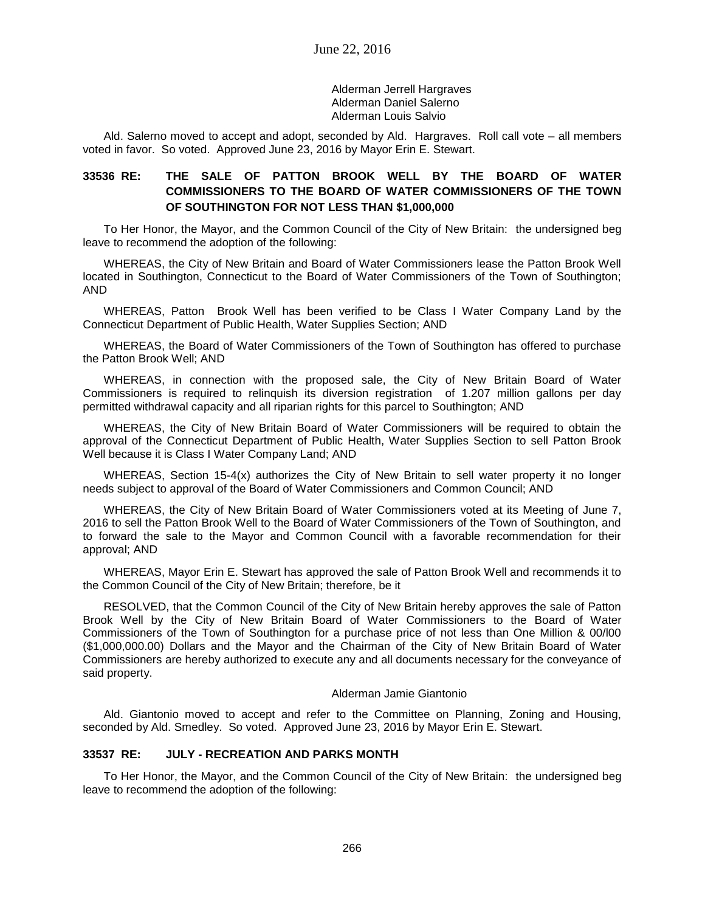Alderman Jerrell Hargraves
Alderman Daniel Salerno
Alderman Louis Salvio

Ald. Salerno moved to accept and adopt, seconded by Ald. Hargraves. Roll call vote – all members voted in favor. So voted. Approved June 23, 2016 by Mayor Erin E. Stewart.

### 33536 RE: THE SALE OF PATTON BROOK WELL BY THE BOARD OF WATER COMMISSIONERS TO THE BOARD OF WATER COMMISSIONERS OF THE TOWN OF SOUTHINGTON FOR NOT LESS THAN $1,000,000

To Her Honor, the Mayor, and the Common Council of the City of New Britain: the undersigned beg leave to recommend the adoption of the following:

WHEREAS, the City of New Britain and Board of Water Commissioners lease the Patton Brook Well located in Southington, Connecticut to the Board of Water Commissioners of the Town of Southington; AND

WHEREAS, Patton Brook Well has been verified to be Class I Water Company Land by the Connecticut Department of Public Health, Water Supplies Section; AND

WHEREAS, the Board of Water Commissioners of the Town of Southington has offered to purchase the Patton Brook Well; AND

WHEREAS, in connection with the proposed sale, the City of New Britain Board of Water Commissioners is required to relinquish its diversion registration of 1.207 million gallons per day permitted withdrawal capacity and all riparian rights for this parcel to Southington; AND

WHEREAS, the City of New Britain Board of Water Commissioners will be required to obtain the approval of the Connecticut Department of Public Health, Water Supplies Section to sell Patton Brook Well because it is Class I Water Company Land; AND

WHEREAS, Section 15-4(x) authorizes the City of New Britain to sell water property it no longer needs subject to approval of the Board of Water Commissioners and Common Council; AND

WHEREAS, the City of New Britain Board of Water Commissioners voted at its Meeting of June 7, 2016 to sell the Patton Brook Well to the Board of Water Commissioners of the Town of Southington, and to forward the sale to the Mayor and Common Council with a favorable recommendation for their approval; AND

WHEREAS, Mayor Erin E. Stewart has approved the sale of Patton Brook Well and recommends it to the Common Council of the City of New Britain; therefore, be it

RESOLVED, that the Common Council of the City of New Britain hereby approves the sale of Patton Brook Well by the City of New Britain Board of Water Commissioners to the Board of Water Commissioners of the Town of Southington for a purchase price of not less than One Million & 00/l00 ($1,000,000.00) Dollars and the Mayor and the Chairman of the City of New Britain Board of Water Commissioners are hereby authorized to execute any and all documents necessary for the conveyance of said property.

Alderman Jamie Giantonio

Ald. Giantonio moved to accept and refer to the Committee on Planning, Zoning and Housing, seconded by Ald. Smedley. So voted. Approved June 23, 2016 by Mayor Erin E. Stewart.

### 33537 RE: JULY - RECREATION AND PARKS MONTH

To Her Honor, the Mayor, and the Common Council of the City of New Britain: the undersigned beg leave to recommend the adoption of the following: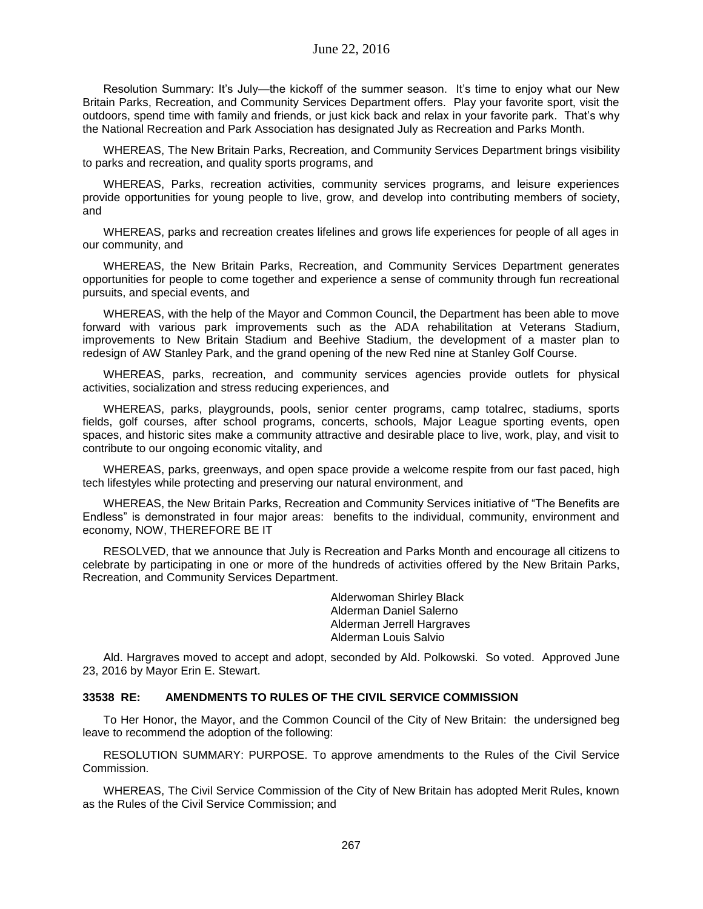Resolution Summary: It's July—the kickoff of the summer season. It's time to enjoy what our New Britain Parks, Recreation, and Community Services Department offers. Play your favorite sport, visit the outdoors, spend time with family and friends, or just kick back and relax in your favorite park. That's why the National Recreation and Park Association has designated July as Recreation and Parks Month.

WHEREAS, The New Britain Parks, Recreation, and Community Services Department brings visibility to parks and recreation, and quality sports programs, and

WHEREAS, Parks, recreation activities, community services programs, and leisure experiences provide opportunities for young people to live, grow, and develop into contributing members of society, and

WHEREAS, parks and recreation creates lifelines and grows life experiences for people of all ages in our community, and

WHEREAS, the New Britain Parks, Recreation, and Community Services Department generates opportunities for people to come together and experience a sense of community through fun recreational pursuits, and special events, and

WHEREAS, with the help of the Mayor and Common Council, the Department has been able to move forward with various park improvements such as the ADA rehabilitation at Veterans Stadium, improvements to New Britain Stadium and Beehive Stadium, the development of a master plan to redesign of AW Stanley Park, and the grand opening of the new Red nine at Stanley Golf Course.

WHEREAS, parks, recreation, and community services agencies provide outlets for physical activities, socialization and stress reducing experiences, and

WHEREAS, parks, playgrounds, pools, senior center programs, camp totalrec, stadiums, sports fields, golf courses, after school programs, concerts, schools, Major League sporting events, open spaces, and historic sites make a community attractive and desirable place to live, work, play, and visit to contribute to our ongoing economic vitality, and

WHEREAS, parks, greenways, and open space provide a welcome respite from our fast paced, high tech lifestyles while protecting and preserving our natural environment, and

WHEREAS, the New Britain Parks, Recreation and Community Services initiative of "The Benefits are Endless" is demonstrated in four major areas: benefits to the individual, community, environment and economy, NOW, THEREFORE BE IT

RESOLVED, that we announce that July is Recreation and Parks Month and encourage all citizens to celebrate by participating in one or more of the hundreds of activities offered by the New Britain Parks, Recreation, and Community Services Department.

Alderwoman Shirley Black
Alderman Daniel Salerno
Alderman Jerrell Hargraves
Alderman Louis Salvio

Ald. Hargraves moved to accept and adopt, seconded by Ald. Polkowski. So voted. Approved June 23, 2016 by Mayor Erin E. Stewart.

**33538 RE: AMENDMENTS TO RULES OF THE CIVIL SERVICE COMMISSION**

To Her Honor, the Mayor, and the Common Council of the City of New Britain: the undersigned beg leave to recommend the adoption of the following:

RESOLUTION SUMMARY: PURPOSE. To approve amendments to the Rules of the Civil Service Commission.

WHEREAS, The Civil Service Commission of the City of New Britain has adopted Merit Rules, known as the Rules of the Civil Service Commission; and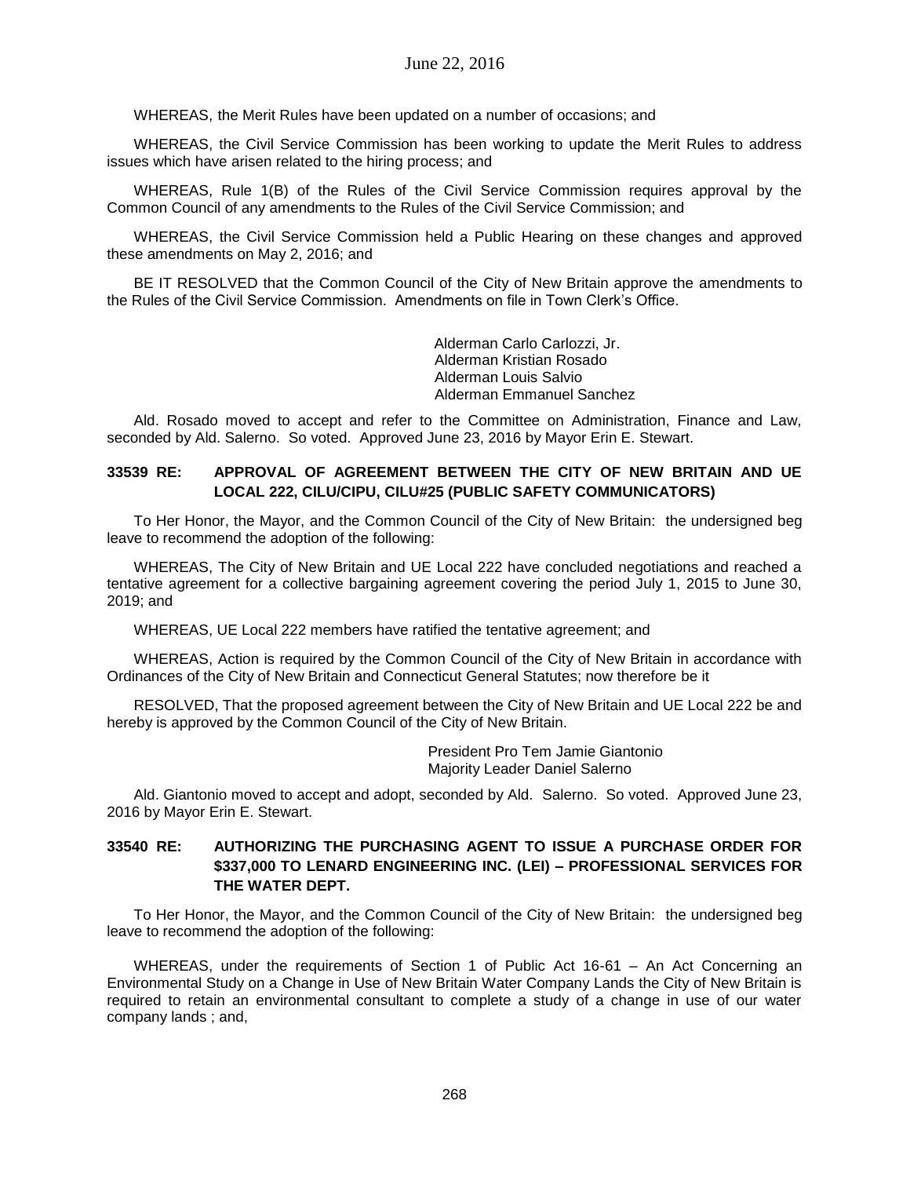WHEREAS, the Merit Rules have been updated on a number of occasions; and

WHEREAS, the Civil Service Commission has been working to update the Merit Rules to address issues which have arisen related to the hiring process; and

WHEREAS, Rule 1(B) of the Rules of the Civil Service Commission requires approval by the Common Council of any amendments to the Rules of the Civil Service Commission; and

WHEREAS, the Civil Service Commission held a Public Hearing on these changes and approved these amendments on May 2, 2016; and

BE IT RESOLVED that the Common Council of the City of New Britain approve the amendments to the Rules of the Civil Service Commission. Amendments on file in Town Clerk's Office.

Alderman Carlo Carlozzi, Jr.
Alderman Kristian Rosado
Alderman Louis Salvio
Alderman Emmanuel Sanchez

Ald. Rosado moved to accept and refer to the Committee on Administration, Finance and Law, seconded by Ald. Salerno. So voted. Approved June 23, 2016 by Mayor Erin E. Stewart.

**33539 RE: APPROVAL OF AGREEMENT BETWEEN THE CITY OF NEW BRITAIN AND UE LOCAL 222, CILU/CIPU, CILU#25 (PUBLIC SAFETY COMMUNICATORS)**

To Her Honor, the Mayor, and the Common Council of the City of New Britain: the undersigned beg leave to recommend the adoption of the following:

WHEREAS, The City of New Britain and UE Local 222 have concluded negotiations and reached a tentative agreement for a collective bargaining agreement covering the period July 1, 2015 to June 30, 2019; and

WHEREAS, UE Local 222 members have ratified the tentative agreement; and

WHEREAS, Action is required by the Common Council of the City of New Britain in accordance with Ordinances of the City of New Britain and Connecticut General Statutes; now therefore be it

RESOLVED, That the proposed agreement between the City of New Britain and UE Local 222 be and hereby is approved by the Common Council of the City of New Britain.

President Pro Tem Jamie Giantonio
Majority Leader Daniel Salerno

Ald. Giantonio moved to accept and adopt, seconded by Ald. Salerno. So voted. Approved June 23, 2016 by Mayor Erin E. Stewart.

**33540 RE: AUTHORIZING THE PURCHASING AGENT TO ISSUE A PURCHASE ORDER FOR \$337,000 TO LENARD ENGINEERING INC. (LEI) – PROFESSIONAL SERVICES FOR THE WATER DEPT.**

To Her Honor, the Mayor, and the Common Council of the City of New Britain: the undersigned beg leave to recommend the adoption of the following:

WHEREAS, under the requirements of Section 1 of Public Act 16-61 – An Act Concerning an Environmental Study on a Change in Use of New Britain Water Company Lands the City of New Britain is required to retain an environmental consultant to complete a study of a change in use of our water company lands ; and,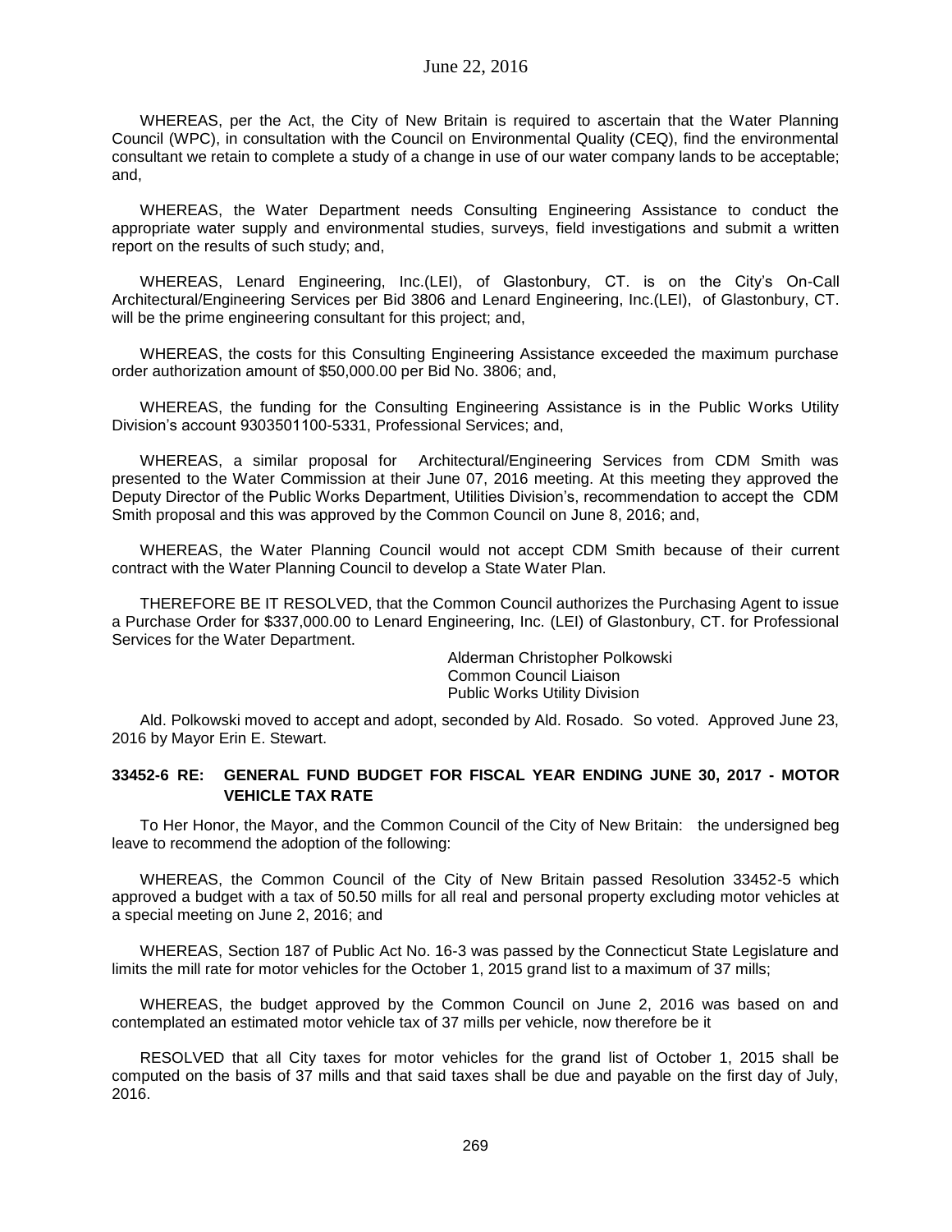WHEREAS, per the Act, the City of New Britain is required to ascertain that the Water Planning Council (WPC), in consultation with the Council on Environmental Quality (CEQ), find the environmental consultant we retain to complete a study of a change in use of our water company lands to be acceptable; and,

WHEREAS, the Water Department needs Consulting Engineering Assistance to conduct the appropriate water supply and environmental studies, surveys, field investigations and submit a written report on the results of such study; and,

WHEREAS, Lenard Engineering, Inc.(LEI), of Glastonbury, CT. is on the City's On-Call Architectural/Engineering Services per Bid 3806 and Lenard Engineering, Inc.(LEI), of Glastonbury, CT. will be the prime engineering consultant for this project; and,

WHEREAS, the costs for this Consulting Engineering Assistance exceeded the maximum purchase order authorization amount of $50,000.00 per Bid No. 3806; and,

WHEREAS, the funding for the Consulting Engineering Assistance is in the Public Works Utility Division's account 9303501100-5331, Professional Services; and,

WHEREAS, a similar proposal for Architectural/Engineering Services from CDM Smith was presented to the Water Commission at their June 07, 2016 meeting. At this meeting they approved the Deputy Director of the Public Works Department, Utilities Division's, recommendation to accept the CDM Smith proposal and this was approved by the Common Council on June 8, 2016; and,

WHEREAS, the Water Planning Council would not accept CDM Smith because of their current contract with the Water Planning Council to develop a State Water Plan.

THEREFORE BE IT RESOLVED, that the Common Council authorizes the Purchasing Agent to issue a Purchase Order for $337,000.00 to Lenard Engineering, Inc. (LEI) of Glastonbury, CT. for Professional Services for the Water Department.

Alderman Christopher Polkowski
Common Council Liaison
Public Works Utility Division

Ald. Polkowski moved to accept and adopt, seconded by Ald. Rosado. So voted. Approved June 23, 2016 by Mayor Erin E. Stewart.

**33452-6 RE: GENERAL FUND BUDGET FOR FISCAL YEAR ENDING JUNE 30, 2017 - MOTOR VEHICLE TAX RATE**

To Her Honor, the Mayor, and the Common Council of the City of New Britain: the undersigned beg leave to recommend the adoption of the following:

WHEREAS, the Common Council of the City of New Britain passed Resolution 33452-5 which approved a budget with a tax of 50.50 mills for all real and personal property excluding motor vehicles at a special meeting on June 2, 2016; and

WHEREAS, Section 187 of Public Act No. 16-3 was passed by the Connecticut State Legislature and limits the mill rate for motor vehicles for the October 1, 2015 grand list to a maximum of 37 mills;

WHEREAS, the budget approved by the Common Council on June 2, 2016 was based on and contemplated an estimated motor vehicle tax of 37 mills per vehicle, now therefore be it

RESOLVED that all City taxes for motor vehicles for the grand list of October 1, 2015 shall be computed on the basis of 37 mills and that said taxes shall be due and payable on the first day of July, 2016.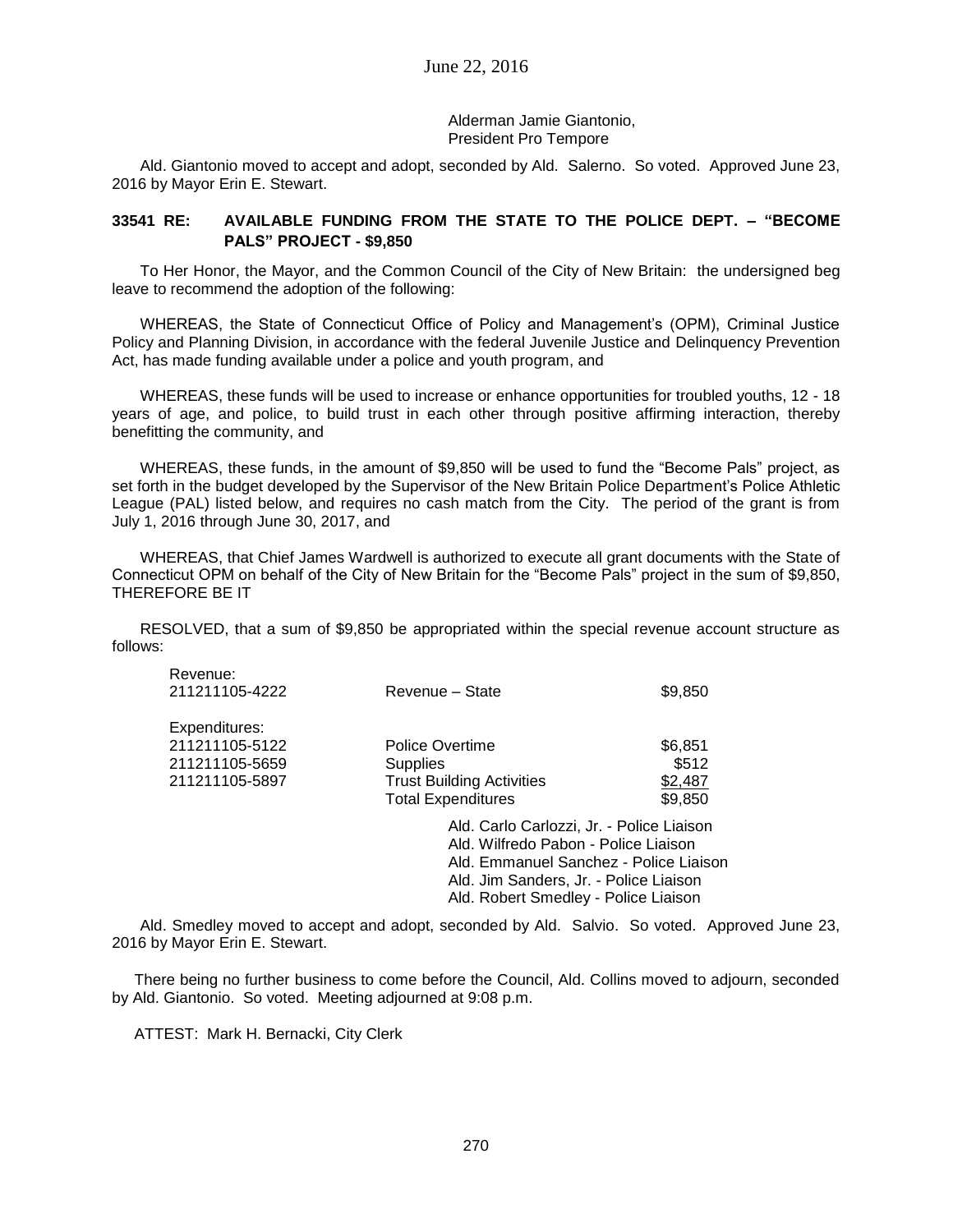Alderman Jamie Giantonio,
President Pro Tempore

Ald. Giantonio moved to accept and adopt, seconded by Ald. Salerno. So voted. Approved June 23, 2016 by Mayor Erin E. Stewart.

**33541 RE: AVAILABLE FUNDING FROM THE STATE TO THE POLICE DEPT. – "BECOME PALS" PROJECT - $9,850**

To Her Honor, the Mayor, and the Common Council of the City of New Britain: the undersigned beg leave to recommend the adoption of the following:

WHEREAS, the State of Connecticut Office of Policy and Management's (OPM), Criminal Justice Policy and Planning Division, in accordance with the federal Juvenile Justice and Delinquency Prevention Act, has made funding available under a police and youth program, and

WHEREAS, these funds will be used to increase or enhance opportunities for troubled youths, 12 - 18 years of age, and police, to build trust in each other through positive affirming interaction, thereby benefitting the community, and

WHEREAS, these funds, in the amount of $9,850 will be used to fund the "Become Pals" project, as set forth in the budget developed by the Supervisor of the New Britain Police Department's Police Athletic League (PAL) listed below, and requires no cash match from the City. The period of the grant is from July 1, 2016 through June 30, 2017, and

WHEREAS, that Chief James Wardwell is authorized to execute all grant documents with the State of Connecticut OPM on behalf of the City of New Britain for the "Become Pals" project in the sum of $9,850, THEREFORE BE IT

RESOLVED, that a sum of $9,850 be appropriated within the special revenue account structure as follows:

| | | |
|---|---|---|
| Revenue: | | |
| 211211105-4222 | Revenue – State | $9,850 |
| Expenditures: | | |
| 211211105-5122 | Police Overtime | $6,851 |
| 211211105-5659 | Supplies | $512 |
| 211211105-5897 | Trust Building Activities | $2,487 |
| | Total Expenditures | $9,850 |

Ald. Carlo Carlozzi, Jr. - Police Liaison
Ald. Wilfredo Pabon - Police Liaison
Ald. Emmanuel Sanchez - Police Liaison
Ald. Jim Sanders, Jr. - Police Liaison
Ald. Robert Smedley - Police Liaison

Ald. Smedley moved to accept and adopt, seconded by Ald. Salvio. So voted. Approved June 23, 2016 by Mayor Erin E. Stewart.

There being no further business to come before the Council, Ald. Collins moved to adjourn, seconded by Ald. Giantonio. So voted. Meeting adjourned at 9:08 p.m.

ATTEST: Mark H. Bernacki, City Clerk